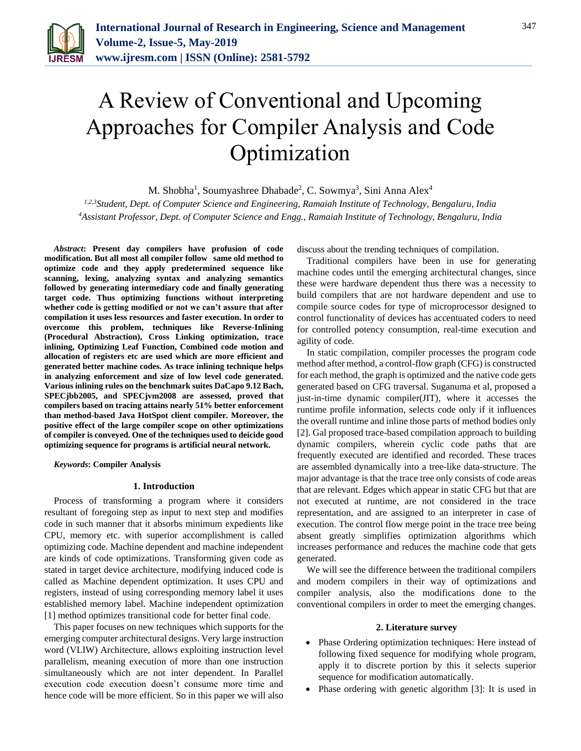# A Review of Conventional and Upcoming Approaches for Compiler Analysis and Code Optimization

M. Shobha[1], Soumyashree Dhabade[2], C. Sowmya[3], Sini Anna Alex[4]

[1,2,3]*Student, Dept. of Computer Science and Engineering, Ramaiah Institute of Technology, Bengaluru, India*
[4]*Assistant Professor, Dept. of Computer Science and Engg., Ramaiah Institute of Technology, Bengaluru, India*

***Abstract*: Present day compilers have profusion of code modification. But all most all compiler follow same old method to optimize code and they apply predetermined sequence like scanning, lexing, analyzing syntax and analyzing semantics followed by generating intermediary code and finally generating target code. Thus optimizing functions without interpreting whether code is getting modified or not we can't assure that after compilation it uses less resources and faster execution. In order to overcome this problem, techniques like Reverse-Inlining (Procedural Abstraction), Cross Linking optimization, trace inlining, Optimizing Leaf Function, Combined code motion and allocation of registers etc are used which are more efficient and generated better machine codes. As trace inlining technique helps in analyzing enforcement and size of low level code generated. Various inlining rules on the benchmark suites DaCapo 9.12 Bach, SPECjbb2005, and SPECjvm2008 are assessed, proved that compilers based on tracing attains nearly 51% better enforcement than method-based Java HotSpot client compiler. Moreover, the positive effect of the large compiler scope on other optimizations of compiler is conveyed. One of the techniques used to deicide good optimizing sequence for programs is artificial neural network.**

***Keywords*: Compiler Analysis**

## 1. Introduction

Process of transforming a program where it considers resultant of foregoing step as input to next step and modifies code in such manner that it absorbs minimum expedients like CPU, memory etc. with superior accomplishment is called optimizing code. Machine dependent and machine independent are kinds of code optimizations. Transforming given code as stated in target device architecture, modifying induced code is called as Machine dependent optimization. It uses CPU and registers, instead of using corresponding memory label it uses established memory label. Machine independent optimization [1] method optimizes transitional code for better final code.

This paper focuses on new techniques which supports for the emerging computer architectural designs. Very large instruction word (VLIW) Architecture, allows exploiting instruction level parallelism, meaning execution of more than one instruction simultaneously which are not inter dependent. In Parallel execution code execution doesn't consume more time and hence code will be more efficient. So in this paper we will also discuss about the trending techniques of compilation.

Traditional compilers have been in use for generating machine codes until the emerging architectural changes, since these were hardware dependent thus there was a necessity to build compilers that are not hardware dependent and use to compile source codes for type of microprocessor designed to control functionality of devices has accentuated coders to need for controlled potency consumption, real-time execution and agility of code.

In static compilation, compiler processes the program code method after method, a control-flow graph (CFG) is constructed for each method, the graph is optimized and the native code gets generated based on CFG traversal. Suganuma et al, proposed a just-in-time dynamic compiler(JIT), where it accesses the runtime profile information, selects code only if it influences the overall runtime and inline those parts of method bodies only [2]. Gal proposed trace-based compilation approach to building dynamic compilers, wherein cyclic code paths that are frequently executed are identified and recorded. These traces are assembled dynamically into a tree-like data-structure. The major advantage is that the trace tree only consists of code areas that are relevant. Edges which appear in static CFG but that are not executed at runtime, are not considered in the trace representation, and are assigned to an interpreter in case of execution. The control flow merge point in the trace tree being absent greatly simplifies optimization algorithms which increases performance and reduces the machine code that gets generated.

We will see the difference between the traditional compilers and modern compilers in their way of optimizations and compiler analysis, also the modifications done to the conventional compilers in order to meet the emerging changes.

## 2. Literature survey

- Phase Ordering optimization techniques: Here instead of following fixed sequence for modifying whole program, apply it to discrete portion by this it selects superior sequence for modification automatically.
- Phase ordering with genetic algorithm [3]: It is used in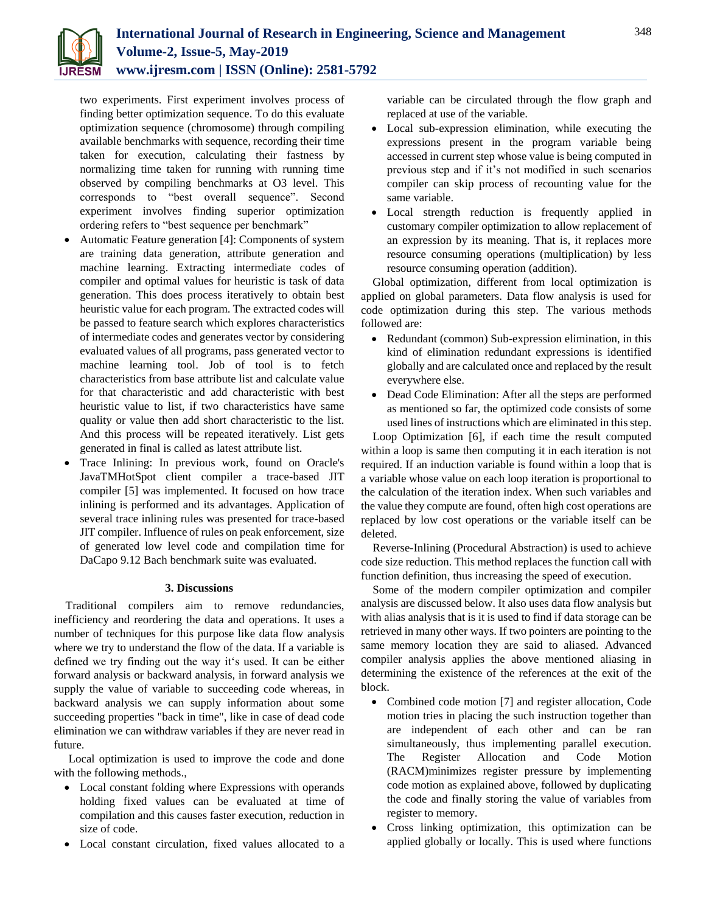two experiments. First experiment involves process of finding better optimization sequence. To do this evaluate optimization sequence (chromosome) through compiling available benchmarks with sequence, recording their time taken for execution, calculating their fastness by normalizing time taken for running with running time observed by compiling benchmarks at O3 level. This corresponds to "best overall sequence". Second experiment involves finding superior optimization ordering refers to "best sequence per benchmark"

- Automatic Feature generation [4]: Components of system are training data generation, attribute generation and machine learning. Extracting intermediate codes of compiler and optimal values for heuristic is task of data generation. This does process iteratively to obtain best heuristic value for each program. The extracted codes will be passed to feature search which explores characteristics of intermediate codes and generates vector by considering evaluated values of all programs, pass generated vector to machine learning tool. Job of tool is to fetch characteristics from base attribute list and calculate value for that characteristic and add characteristic with best heuristic value to list, if two characteristics have same quality or value then add short characteristic to the list. And this process will be repeated iteratively. List gets generated in final is called as latest attribute list.
- Trace Inlining: In previous work, found on Oracle's JavaTMHotSpot client compiler a trace-based JIT compiler [5] was implemented. It focused on how trace inlining is performed and its advantages. Application of several trace inlining rules was presented for trace-based JIT compiler. Influence of rules on peak enforcement, size of generated low level code and compilation time for DaCapo 9.12 Bach benchmark suite was evaluated.

### 3. Discussions

Traditional compilers aim to remove redundancies, inefficiency and reordering the data and operations. It uses a number of techniques for this purpose like data flow analysis where we try to understand the flow of the data. If a variable is defined we try finding out the way it's used. It can be either forward analysis or backward analysis, in forward analysis we supply the value of variable to succeeding code whereas, in backward analysis we can supply information about some succeeding properties "back in time", like in case of dead code elimination we can withdraw variables if they are never read in future.

Local optimization is used to improve the code and done with the following methods.,

- Local constant folding where Expressions with operands holding fixed values can be evaluated at time of compilation and this causes faster execution, reduction in size of code.
- Local constant circulation, fixed values allocated to a variable can be circulated through the flow graph and replaced at use of the variable.
- Local sub-expression elimination, while executing the expressions present in the program variable being accessed in current step whose value is being computed in previous step and if it's not modified in such scenarios compiler can skip process of recounting value for the same variable.
- Local strength reduction is frequently applied in customary compiler optimization to allow replacement of an expression by its meaning. That is, it replaces more resource consuming operations (multiplication) by less resource consuming operation (addition).

Global optimization, different from local optimization is applied on global parameters. Data flow analysis is used for code optimization during this step. The various methods followed are:

- Redundant (common) Sub-expression elimination, in this kind of elimination redundant expressions is identified globally and are calculated once and replaced by the result everywhere else.
- Dead Code Elimination: After all the steps are performed as mentioned so far, the optimized code consists of some used lines of instructions which are eliminated in this step.

Loop Optimization [6], if each time the result computed within a loop is same then computing it in each iteration is not required. If an induction variable is found within a loop that is a variable whose value on each loop iteration is proportional to the calculation of the iteration index. When such variables and the value they compute are found, often high cost operations are replaced by low cost operations or the variable itself can be deleted.

Reverse-Inlining (Procedural Abstraction) is used to achieve code size reduction. This method replaces the function call with function definition, thus increasing the speed of execution.

Some of the modern compiler optimization and compiler analysis are discussed below. It also uses data flow analysis but with alias analysis that is it is used to find if data storage can be retrieved in many other ways. If two pointers are pointing to the same memory location they are said to aliased. Advanced compiler analysis applies the above mentioned aliasing in determining the existence of the references at the exit of the block.

- Combined code motion [7] and register allocation, Code motion tries in placing the such instruction together than are independent of each other and can be ran simultaneously, thus implementing parallel execution. The Register Allocation and Code Motion (RACM)minimizes register pressure by implementing code motion as explained above, followed by duplicating the code and finally storing the value of variables from register to memory.
- Cross linking optimization, this optimization can be applied globally or locally. This is used where functions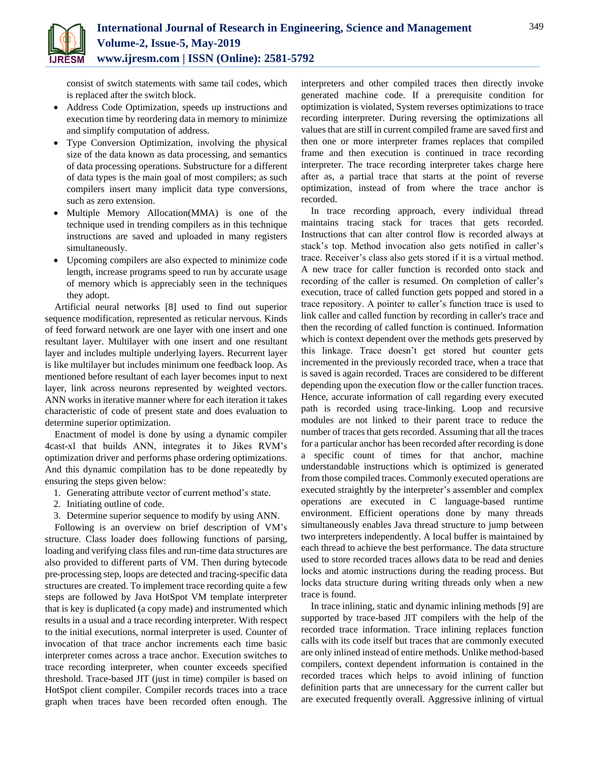consist of switch statements with same tail codes, which is replaced after the switch block.

- Address Code Optimization, speeds up instructions and execution time by reordering data in memory to minimize and simplify computation of address.
- Type Conversion Optimization, involving the physical size of the data known as data processing, and semantics of data processing operations. Substructure for a different of data types is the main goal of most compilers; as such compilers insert many implicit data type conversions, such as zero extension.
- Multiple Memory Allocation(MMA) is one of the technique used in trending compilers as in this technique instructions are saved and uploaded in many registers simultaneously.
- Upcoming compilers are also expected to minimize code length, increase programs speed to run by accurate usage of memory which is appreciably seen in the techniques they adopt.

Artificial neural networks [8] used to find out superior sequence modification, represented as reticular nervous. Kinds of feed forward network are one layer with one insert and one resultant layer. Multilayer with one insert and one resultant layer and includes multiple underlying layers. Recurrent layer is like multilayer but includes minimum one feedback loop. As mentioned before resultant of each layer becomes input to next layer, link across neurons represented by weighted vectors. ANN works in iterative manner where for each iteration it takes characteristic of code of present state and does evaluation to determine superior optimization.

Enactment of model is done by using a dynamic compiler 4cast-xl that builds ANN, integrates it to Jikes RVM's optimization driver and performs phase ordering optimizations. And this dynamic compilation has to be done repeatedly by ensuring the steps given below:

1. Generating attribute vector of current method's state.
2. Initiating outline of code.
3. Determine superior sequence to modify by using ANN.

Following is an overview on brief description of VM's structure. Class loader does following functions of parsing, loading and verifying class files and run-time data structures are also provided to different parts of VM. Then during bytecode pre-processing step, loops are detected and tracing-specific data structures are created. To implement trace recording quite a few steps are followed by Java HotSpot VM template interpreter that is key is duplicated (a copy made) and instrumented which results in a usual and a trace recording interpreter. With respect to the initial executions, normal interpreter is used. Counter of invocation of that trace anchor increments each time basic interpreter comes across a trace anchor. Execution switches to trace recording interpreter, when counter exceeds specified threshold. Trace-based JIT (just in time) compiler is based on HotSpot client compiler. Compiler records traces into a trace graph when traces have been recorded often enough. The interpreters and other compiled traces then directly invoke generated machine code. If a prerequisite condition for optimization is violated, System reverses optimizations to trace recording interpreter. During reversing the optimizations all values that are still in current compiled frame are saved first and then one or more interpreter frames replaces that compiled frame and then execution is continued in trace recording interpreter. The trace recording interpreter takes charge here after as, a partial trace that starts at the point of reverse optimization, instead of from where the trace anchor is recorded.

In trace recording approach, every individual thread maintains tracing stack for traces that gets recorded. Instructions that can alter control flow is recorded always at stack's top. Method invocation also gets notified in caller's trace. Receiver's class also gets stored if it is a virtual method. A new trace for caller function is recorded onto stack and recording of the caller is resumed. On completion of caller's execution, trace of called function gets popped and stored in a trace repository. A pointer to caller's function trace is used to link caller and called function by recording in caller's trace and then the recording of called function is continued. Information which is context dependent over the methods gets preserved by this linkage. Trace doesn't get stored but counter gets incremented in the previously recorded trace, when a trace that is saved is again recorded. Traces are considered to be different depending upon the execution flow or the caller function traces. Hence, accurate information of call regarding every executed path is recorded using trace-linking. Loop and recursive modules are not linked to their parent trace to reduce the number of traces that gets recorded. Assuming that all the traces for a particular anchor has been recorded after recording is done a specific count of times for that anchor, machine understandable instructions which is optimized is generated from those compiled traces. Commonly executed operations are executed straightly by the interpreter's assembler and complex operations are executed in C language-based runtime environment. Efficient operations done by many threads simultaneously enables Java thread structure to jump between two interpreters independently. A local buffer is maintained by each thread to achieve the best performance. The data structure used to store recorded traces allows data to be read and denies locks and atomic instructions during the reading process. But locks data structure during writing threads only when a new trace is found.

In trace inlining, static and dynamic inlining methods [9] are supported by trace-based JIT compilers with the help of the recorded trace information. Trace inlining replaces function calls with its code itself but traces that are commonly executed are only inlined instead of entire methods. Unlike method-based compilers, context dependent information is contained in the recorded traces which helps to avoid inlining of function definition parts that are unnecessary for the current caller but are executed frequently overall. Aggressive inlining of virtual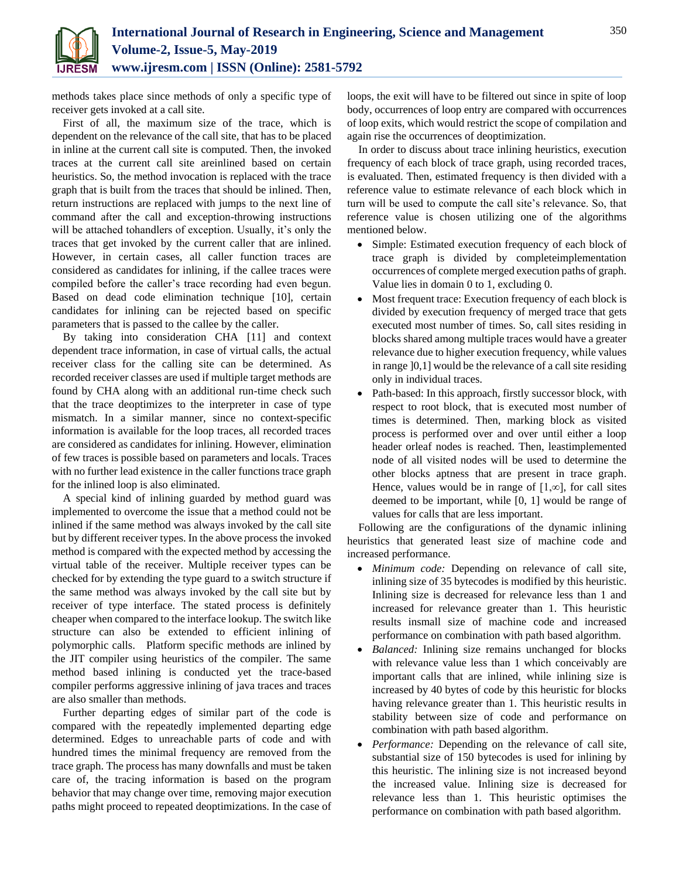methods takes place since methods of only a specific type of receiver gets invoked at a call site.

First of all, the maximum size of the trace, which is dependent on the relevance of the call site, that has to be placed in inline at the current call site is computed. Then, the invoked traces at the current call site areinlined based on certain heuristics. So, the method invocation is replaced with the trace graph that is built from the traces that should be inlined. Then, return instructions are replaced with jumps to the next line of command after the call and exception-throwing instructions will be attached tohandlers of exception. Usually, it's only the traces that get invoked by the current caller that are inlined. However, in certain cases, all caller function traces are considered as candidates for inlining, if the callee traces were compiled before the caller's trace recording had even begun. Based on dead code elimination technique [10], certain candidates for inlining can be rejected based on specific parameters that is passed to the callee by the caller.

By taking into consideration CHA [11] and context dependent trace information, in case of virtual calls, the actual receiver class for the calling site can be determined. As recorded receiver classes are used if multiple target methods are found by CHA along with an additional run-time check such that the trace deoptimizes to the interpreter in case of type mismatch. In a similar manner, since no context-specific information is available for the loop traces, all recorded traces are considered as candidates for inlining. However, elimination of few traces is possible based on parameters and locals. Traces with no further lead existence in the caller functions trace graph for the inlined loop is also eliminated.

A special kind of inlining guarded by method guard was implemented to overcome the issue that a method could not be inlined if the same method was always invoked by the call site but by different receiver types. In the above process the invoked method is compared with the expected method by accessing the virtual table of the receiver. Multiple receiver types can be checked for by extending the type guard to a switch structure if the same method was always invoked by the call site but by receiver of type interface. The stated process is definitely cheaper when compared to the interface lookup. The switch like structure can also be extended to efficient inlining of polymorphic calls. Platform specific methods are inlined by the JIT compiler using heuristics of the compiler. The same method based inlining is conducted yet the trace-based compiler performs aggressive inlining of java traces and traces are also smaller than methods.

Further departing edges of similar part of the code is compared with the repeatedly implemented departing edge determined. Edges to unreachable parts of code and with hundred times the minimal frequency are removed from the trace graph. The process has many downfalls and must be taken care of, the tracing information is based on the program behavior that may change over time, removing major execution paths might proceed to repeated deoptimizations. In the case of loops, the exit will have to be filtered out since in spite of loop body, occurrences of loop entry are compared with occurrences of loop exits, which would restrict the scope of compilation and again rise the occurrences of deoptimization.

In order to discuss about trace inlining heuristics, execution frequency of each block of trace graph, using recorded traces, is evaluated. Then, estimated frequency is then divided with a reference value to estimate relevance of each block which in turn will be used to compute the call site's relevance. So, that reference value is chosen utilizing one of the algorithms mentioned below.

- Simple: Estimated execution frequency of each block of trace graph is divided by completeimplementation occurrences of complete merged execution paths of graph. Value lies in domain 0 to 1, excluding 0.
- Most frequent trace: Execution frequency of each block is divided by execution frequency of merged trace that gets executed most number of times. So, call sites residing in blocks shared among multiple traces would have a greater relevance due to higher execution frequency, while values in range ]0,1] would be the relevance of a call site residing only in individual traces.
- Path-based: In this approach, firstly successor block, with respect to root block, that is executed most number of times is determined. Then, marking block as visited process is performed over and over until either a loop header orleaf nodes is reached. Then, leastimplemented node of all visited nodes will be used to determine the other blocks aptness that are present in trace graph. Hence, values would be in range of $[1,\infty]$, for call sites deemed to be important, while [0, 1] would be range of values for calls that are less important.

Following are the configurations of the dynamic inlining heuristics that generated least size of machine code and increased performance.

- *Minimum code:* Depending on relevance of call site, inlining size of 35 bytecodes is modified by this heuristic. Inlining size is decreased for relevance less than 1 and increased for relevance greater than 1. This heuristic results insmall size of machine code and increased performance on combination with path based algorithm.
- *Balanced:* Inlining size remains unchanged for blocks with relevance value less than 1 which conceivably are important calls that are inlined, while inlining size is increased by 40 bytes of code by this heuristic for blocks having relevance greater than 1. This heuristic results in stability between size of code and performance on combination with path based algorithm.
- *Performance:* Depending on the relevance of call site, substantial size of 150 bytecodes is used for inlining by this heuristic. The inlining size is not increased beyond the increased value. Inlining size is decreased for relevance less than 1. This heuristic optimises the performance on combination with path based algorithm.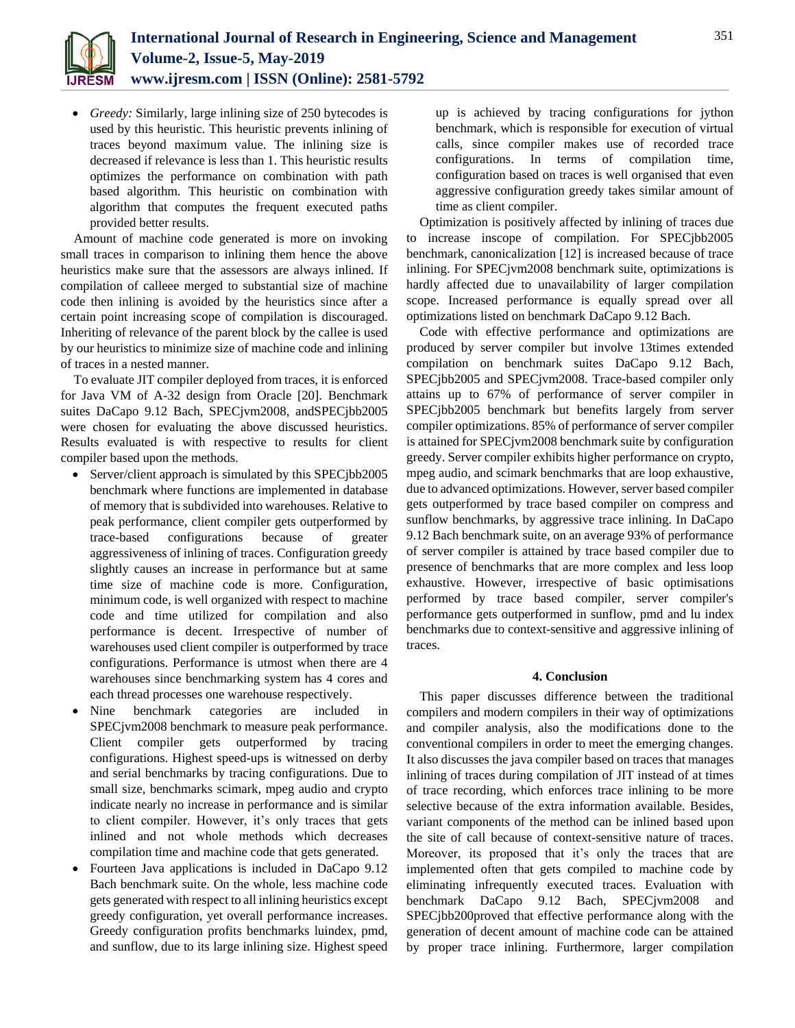- *Greedy:* Similarly, large inlining size of 250 bytecodes is used by this heuristic. This heuristic prevents inlining of traces beyond maximum value. The inlining size is decreased if relevance is less than 1. This heuristic results optimizes the performance on combination with path based algorithm. This heuristic on combination with algorithm that computes the frequent executed paths provided better results.

Amount of machine code generated is more on invoking small traces in comparison to inlining them hence the above heuristics make sure that the assessors are always inlined. If compilation of calleee merged to substantial size of machine code then inlining is avoided by the heuristics since after a certain point increasing scope of compilation is discouraged. Inheriting of relevance of the parent block by the callee is used by our heuristics to minimize size of machine code and inlining of traces in a nested manner.

To evaluate JIT compiler deployed from traces, it is enforced for Java VM of A-32 design from Oracle [20]. Benchmark suites DaCapo 9.12 Bach, SPECjvm2008, andSPECjbb2005 were chosen for evaluating the above discussed heuristics. Results evaluated is with respective to results for client compiler based upon the methods.

- Server/client approach is simulated by this SPECjbb2005 benchmark where functions are implemented in database of memory that is subdivided into warehouses. Relative to peak performance, client compiler gets outperformed by trace-based configurations because of greater aggressiveness of inlining of traces. Configuration greedy slightly causes an increase in performance but at same time size of machine code is more. Configuration, minimum code, is well organized with respect to machine code and time utilized for compilation and also performance is decent. Irrespective of number of warehouses used client compiler is outperformed by trace configurations. Performance is utmost when there are 4 warehouses since benchmarking system has 4 cores and each thread processes one warehouse respectively.
- Nine benchmark categories are included in SPECjvm2008 benchmark to measure peak performance. Client compiler gets outperformed by tracing configurations. Highest speed-ups is witnessed on derby and serial benchmarks by tracing configurations. Due to small size, benchmarks scimark, mpeg audio and crypto indicate nearly no increase in performance and is similar to client compiler. However, it's only traces that gets inlined and not whole methods which decreases compilation time and machine code that gets generated.
- Fourteen Java applications is included in DaCapo 9.12 Bach benchmark suite. On the whole, less machine code gets generated with respect to all inlining heuristics except greedy configuration, yet overall performance increases. Greedy configuration profits benchmarks luindex, pmd, and sunflow, due to its large inlining size. Highest speed up is achieved by tracing configurations for jython benchmark, which is responsible for execution of virtual calls, since compiler makes use of recorded trace configurations. In terms of compilation time, configuration based on traces is well organised that even aggressive configuration greedy takes similar amount of time as client compiler.

Optimization is positively affected by inlining of traces due to increase inscope of compilation. For SPECjbb2005 benchmark, canonicalization [12] is increased because of trace inlining. For SPECjvm2008 benchmark suite, optimizations is hardly affected due to unavailability of larger compilation scope. Increased performance is equally spread over all optimizations listed on benchmark DaCapo 9.12 Bach.

Code with effective performance and optimizations are produced by server compiler but involve 13times extended compilation on benchmark suites DaCapo 9.12 Bach, SPECjbb2005 and SPECjvm2008. Trace-based compiler only attains up to 67% of performance of server compiler in SPECjbb2005 benchmark but benefits largely from server compiler optimizations. 85% of performance of server compiler is attained for SPECjvm2008 benchmark suite by configuration greedy. Server compiler exhibits higher performance on crypto, mpeg audio, and scimark benchmarks that are loop exhaustive, due to advanced optimizations. However, server based compiler gets outperformed by trace based compiler on compress and sunflow benchmarks, by aggressive trace inlining. In DaCapo 9.12 Bach benchmark suite, on an average 93% of performance of server compiler is attained by trace based compiler due to presence of benchmarks that are more complex and less loop exhaustive. However, irrespective of basic optimisations performed by trace based compiler, server compiler's performance gets outperformed in sunflow, pmd and lu index benchmarks due to context-sensitive and aggressive inlining of traces.

## 4. Conclusion

This paper discusses difference between the traditional compilers and modern compilers in their way of optimizations and compiler analysis, also the modifications done to the conventional compilers in order to meet the emerging changes. It also discusses the java compiler based on traces that manages inlining of traces during compilation of JIT instead of at times of trace recording, which enforces trace inlining to be more selective because of the extra information available. Besides, variant components of the method can be inlined based upon the site of call because of context-sensitive nature of traces. Moreover, its proposed that it's only the traces that are implemented often that gets compiled to machine code by eliminating infrequently executed traces. Evaluation with benchmark DaCapo 9.12 Bach, SPECjvm2008 and SPECjbb200proved that effective performance along with the generation of decent amount of machine code can be attained by proper trace inlining. Furthermore, larger compilation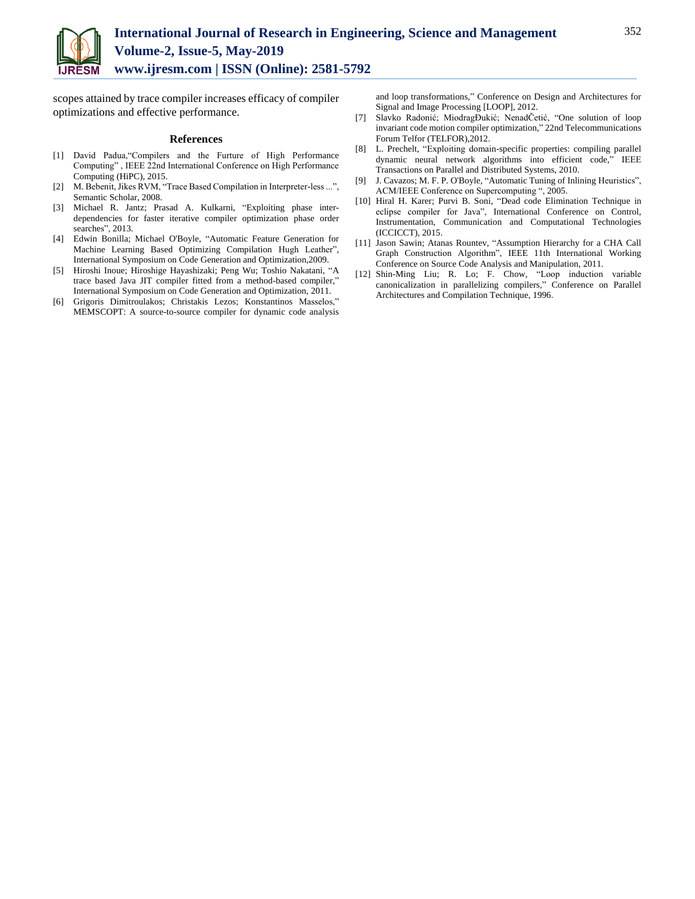scopes attained by trace compiler increases efficacy of compiler optimizations and effective performance.

## References

[1] David Padua,"Compilers and the Furture of High Performance Computing" , IEEE 22nd International Conference on High Performance Computing (HiPC), 2015.

[2] M. Bebenit, Jikes RVM, "Trace Based Compilation in Interpreter-less ...", Semantic Scholar, 2008.

[3] Michael R. Jantz; Prasad A. Kulkarni, "Exploiting phase inter-dependencies for faster iterative compiler optimization phase order searches", 2013.

[4] Edwin Bonilla; Michael O'Boyle, "Automatic Feature Generation for Machine Learning Based Optimizing Compilation Hugh Leather", International Symposium on Code Generation and Optimization,2009.

[5] Hiroshi Inoue; Hiroshige Hayashizaki; Peng Wu; Toshio Nakatani, "A trace based Java JIT compiler fitted from a method-based compiler," International Symposium on Code Generation and Optimization, 2011.

[6] Grigoris Dimitroulakos; Christakis Lezos; Konstantinos Masselos," MEMSCOPT: A source-to-source compiler for dynamic code analysis and loop transformations," Conference on Design and Architectures for Signal and Image Processing [LOOP], 2012.

[7] Slavko Radonić; MiodragĐukić; NenadČetić, "One solution of loop invariant code motion compiler optimization," 22nd Telecommunications Forum Telfor (TELFOR),2012.

[8] L. Prechelt, "Exploiting domain-specific properties: compiling parallel dynamic neural network algorithms into efficient code," IEEE Transactions on Parallel and Distributed Systems, 2010.

[9] J. Cavazos; M. F. P. O'Boyle, "Automatic Tuning of Inlining Heuristics", ACM/IEEE Conference on Supercomputing ", 2005.

[10] Hiral H. Karer; Purvi B. Soni, "Dead code Elimination Technique in eclipse compiler for Java", International Conference on Control, Instrumentation, Communication and Computational Technologies (ICCICCT), 2015.

[11] Jason Sawin; Atanas Rountev, "Assumption Hierarchy for a CHA Call Graph Construction Algorithm", IEEE 11th International Working Conference on Source Code Analysis and Manipulation, 2011.

[12] Shin-Ming Liu; R. Lo; F. Chow, "Loop induction variable canonicalization in parallelizing compilers," Conference on Parallel Architectures and Compilation Technique, 1996.